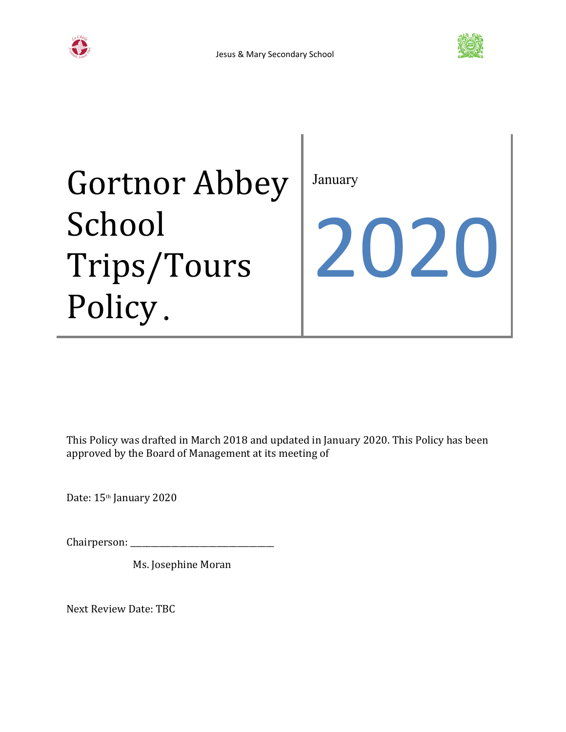Jesus & Mary Secondary School

# Gortnor Abbey School Trips/Tours Policy.

January

# 2020

This Policy was drafted in March 2018 and updated in January 2020. This Policy has been approved by the Board of Management at its meeting of

Date: 15th January 2020

Chairperson: ________________________________

Ms. Josephine Moran

Next Review Date: TBC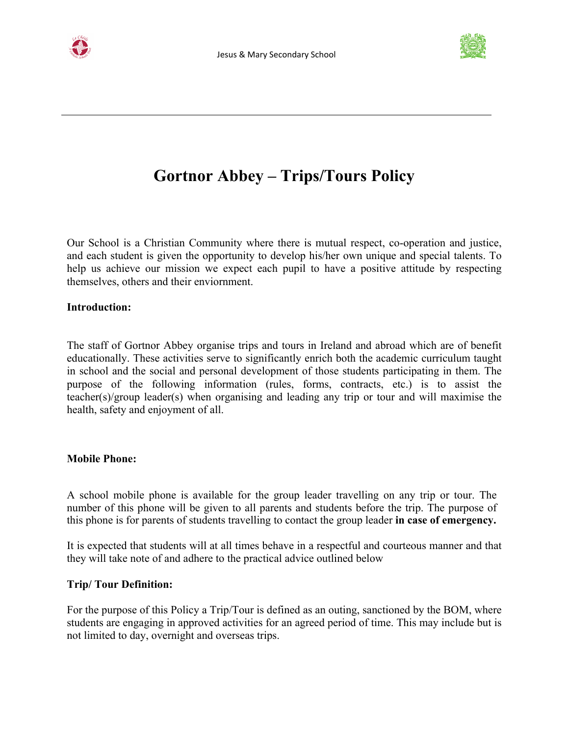# Gortnor Abbey – Trips/Tours Policy

Our School is a Christian Community where there is mutual respect, co-operation and justice, and each student is given the opportunity to develop his/her own unique and special talents. To help us achieve our mission we expect each pupil to have a positive attitude by respecting themselves, others and their enviornment.

**Introduction:**

The staff of Gortnor Abbey organise trips and tours in Ireland and abroad which are of benefit educationally. These activities serve to significantly enrich both the academic curriculum taught in school and the social and personal development of those students participating in them. The purpose of the following information (rules, forms, contracts, etc.) is to assist the teacher(s)/group leader(s) when organising and leading any trip or tour and will maximise the health, safety and enjoyment of all.

**Mobile Phone:**

A school mobile phone is available for the group leader travelling on any trip or tour. The number of this phone will be given to all parents and students before the trip. The purpose of this phone is for parents of students travelling to contact the group leader **in case of emergency.**

It is expected that students will at all times behave in a respectful and courteous manner and that they will take note of and adhere to the practical advice outlined below

**Trip/ Tour Definition:**

For the purpose of this Policy a Trip/Tour is defined as an outing, sanctioned by the BOM, where students are engaging in approved activities for an agreed period of time. This may include but is not limited to day, overnight and overseas trips.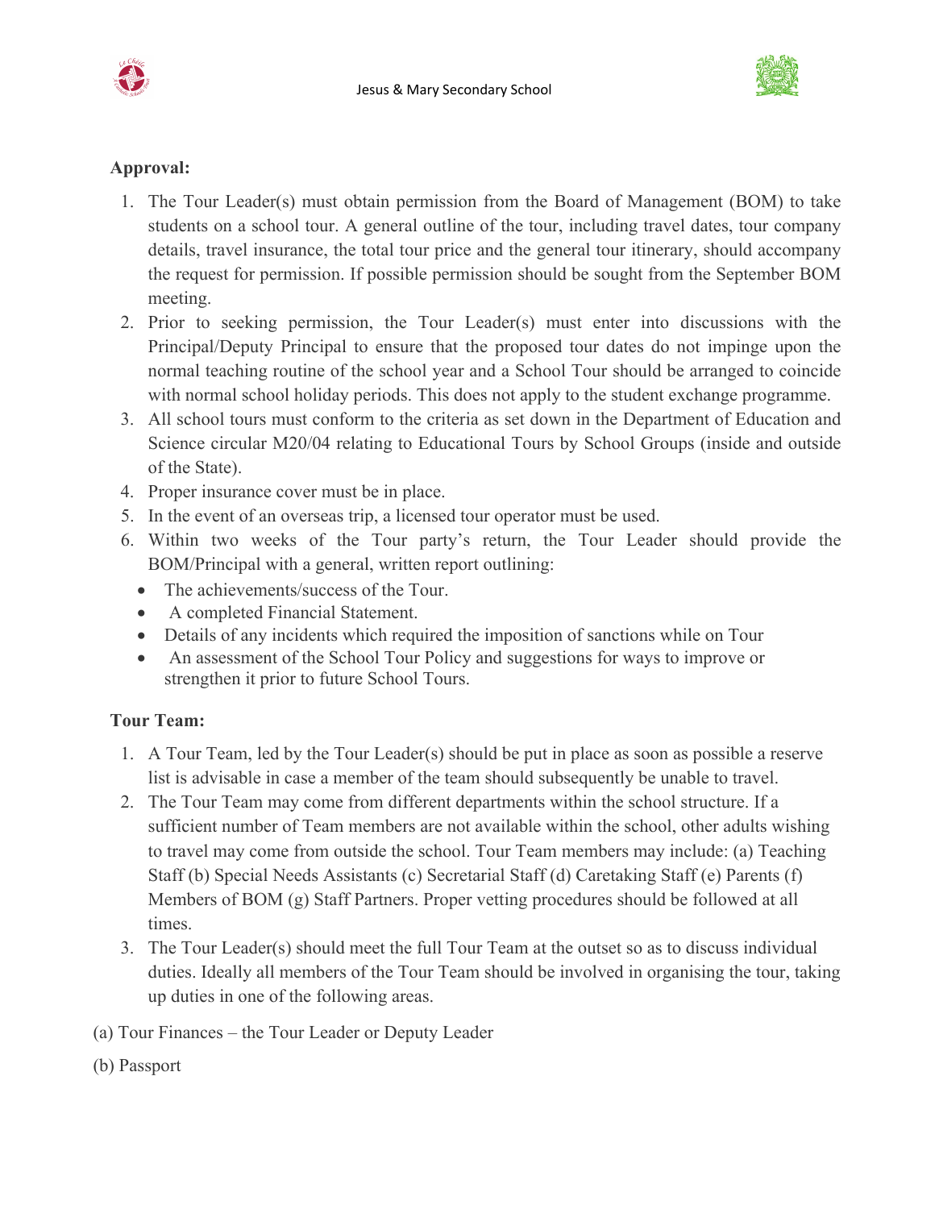**Approval:**

1. The Tour Leader(s) must obtain permission from the Board of Management (BOM) to take students on a school tour. A general outline of the tour, including travel dates, tour company details, travel insurance, the total tour price and the general tour itinerary, should accompany the request for permission. If possible permission should be sought from the September BOM meeting.
2. Prior to seeking permission, the Tour Leader(s) must enter into discussions with the Principal/Deputy Principal to ensure that the proposed tour dates do not impinge upon the normal teaching routine of the school year and a School Tour should be arranged to coincide with normal school holiday periods. This does not apply to the student exchange programme.
3. All school tours must conform to the criteria as set down in the Department of Education and Science circular M20/04 relating to Educational Tours by School Groups (inside and outside of the State).
4. Proper insurance cover must be in place.
5. In the event of an overseas trip, a licensed tour operator must be used.
6. Within two weeks of the Tour party's return, the Tour Leader should provide the BOM/Principal with a general, written report outlining:
   - The achievements/success of the Tour.
   - A completed Financial Statement.
   - Details of any incidents which required the imposition of sanctions while on Tour
   - An assessment of the School Tour Policy and suggestions for ways to improve or strengthen it prior to future School Tours.

**Tour Team:**

1. A Tour Team, led by the Tour Leader(s) should be put in place as soon as possible a reserve list is advisable in case a member of the team should subsequently be unable to travel.
2. The Tour Team may come from different departments within the school structure. If a sufficient number of Team members are not available within the school, other adults wishing to travel may come from outside the school. Tour Team members may include: (a) Teaching Staff (b) Special Needs Assistants (c) Secretarial Staff (d) Caretaking Staff (e) Parents (f) Members of BOM (g) Staff Partners. Proper vetting procedures should be followed at all times.
3. The Tour Leader(s) should meet the full Tour Team at the outset so as to discuss individual duties. Ideally all members of the Tour Team should be involved in organising the tour, taking up duties in one of the following areas.

(a) Tour Finances – the Tour Leader or Deputy Leader

(b) Passport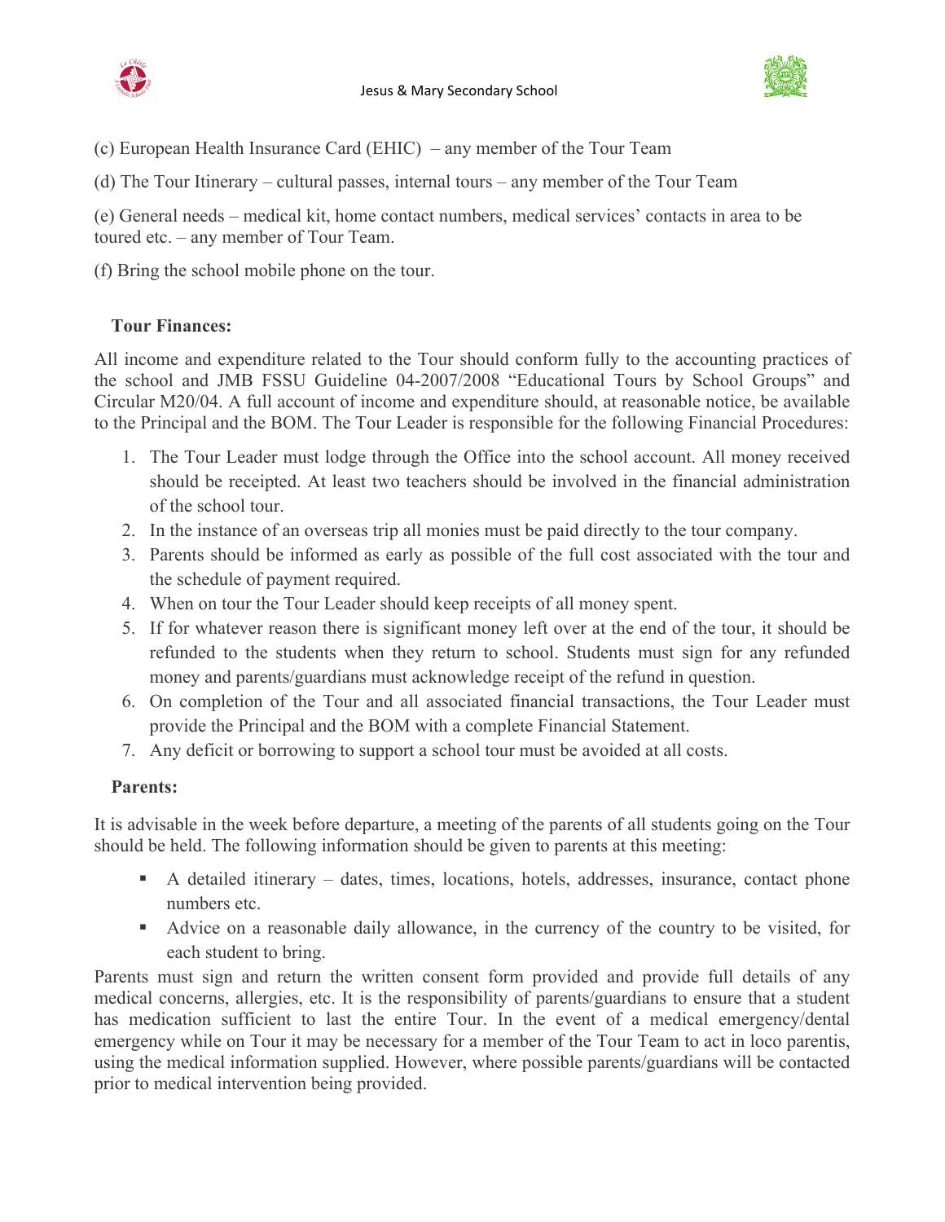(c) European Health Insurance Card (EHIC) – any member of the Tour Team

(d) The Tour Itinerary – cultural passes, internal tours – any member of the Tour Team

(e) General needs – medical kit, home contact numbers, medical services' contacts in area to be toured etc. – any member of Tour Team.

(f) Bring the school mobile phone on the tour.

**Tour Finances:**

All income and expenditure related to the Tour should conform fully to the accounting practices of the school and JMB FSSU Guideline 04-2007/2008 "Educational Tours by School Groups" and Circular M20/04. A full account of income and expenditure should, at reasonable notice, be available to the Principal and the BOM. The Tour Leader is responsible for the following Financial Procedures:

1. The Tour Leader must lodge through the Office into the school account. All money received should be receipted. At least two teachers should be involved in the financial administration of the school tour.
2. In the instance of an overseas trip all monies must be paid directly to the tour company.
3. Parents should be informed as early as possible of the full cost associated with the tour and the schedule of payment required.
4. When on tour the Tour Leader should keep receipts of all money spent.
5. If for whatever reason there is significant money left over at the end of the tour, it should be refunded to the students when they return to school. Students must sign for any refunded money and parents/guardians must acknowledge receipt of the refund in question.
6. On completion of the Tour and all associated financial transactions, the Tour Leader must provide the Principal and the BOM with a complete Financial Statement.
7. Any deficit or borrowing to support a school tour must be avoided at all costs.

**Parents:**

It is advisable in the week before departure, a meeting of the parents of all students going on the Tour should be held. The following information should be given to parents at this meeting:

- A detailed itinerary – dates, times, locations, hotels, addresses, insurance, contact phone numbers etc.
- Advice on a reasonable daily allowance, in the currency of the country to be visited, for each student to bring.

Parents must sign and return the written consent form provided and provide full details of any medical concerns, allergies, etc. It is the responsibility of parents/guardians to ensure that a student has medication sufficient to last the entire Tour. In the event of a medical emergency/dental emergency while on Tour it may be necessary for a member of the Tour Team to act in loco parentis, using the medical information supplied. However, where possible parents/guardians will be contacted prior to medical intervention being provided.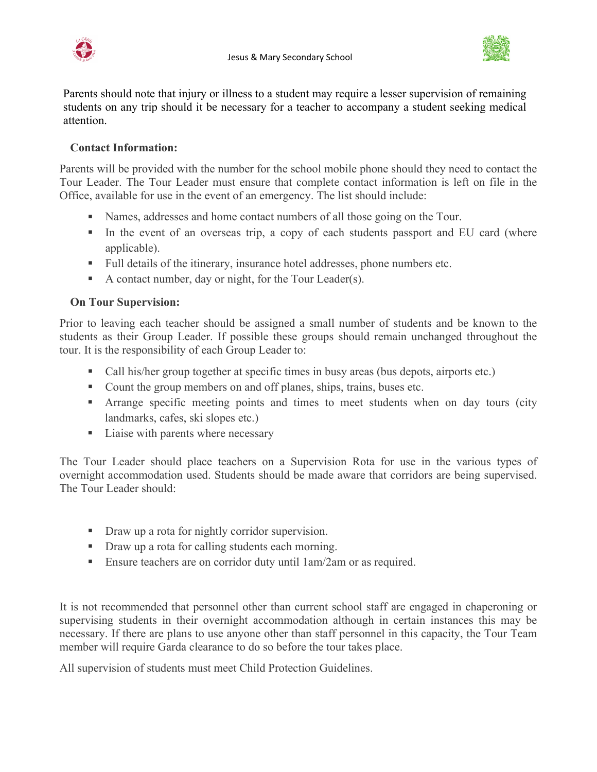Parents should note that injury or illness to a student may require a lesser supervision of remaining students on any trip should it be necessary for a teacher to accompany a student seeking medical attention.

**Contact Information:**

Parents will be provided with the number for the school mobile phone should they need to contact the Tour Leader. The Tour Leader must ensure that complete contact information is left on file in the Office, available for use in the event of an emergency. The list should include:

- Names, addresses and home contact numbers of all those going on the Tour.
- In the event of an overseas trip, a copy of each students passport and EU card (where applicable).
- Full details of the itinerary, insurance hotel addresses, phone numbers etc.
- A contact number, day or night, for the Tour Leader(s).

**On Tour Supervision:**

Prior to leaving each teacher should be assigned a small number of students and be known to the students as their Group Leader. If possible these groups should remain unchanged throughout the tour. It is the responsibility of each Group Leader to:

- Call his/her group together at specific times in busy areas (bus depots, airports etc.)
- Count the group members on and off planes, ships, trains, buses etc.
- Arrange specific meeting points and times to meet students when on day tours (city landmarks, cafes, ski slopes etc.)
- Liaise with parents where necessary

The Tour Leader should place teachers on a Supervision Rota for use in the various types of overnight accommodation used. Students should be made aware that corridors are being supervised. The Tour Leader should:

- Draw up a rota for nightly corridor supervision.
- Draw up a rota for calling students each morning.
- Ensure teachers are on corridor duty until 1am/2am or as required.

It is not recommended that personnel other than current school staff are engaged in chaperoning or supervising students in their overnight accommodation although in certain instances this may be necessary. If there are plans to use anyone other than staff personnel in this capacity, the Tour Team member will require Garda clearance to do so before the tour takes place.

All supervision of students must meet Child Protection Guidelines.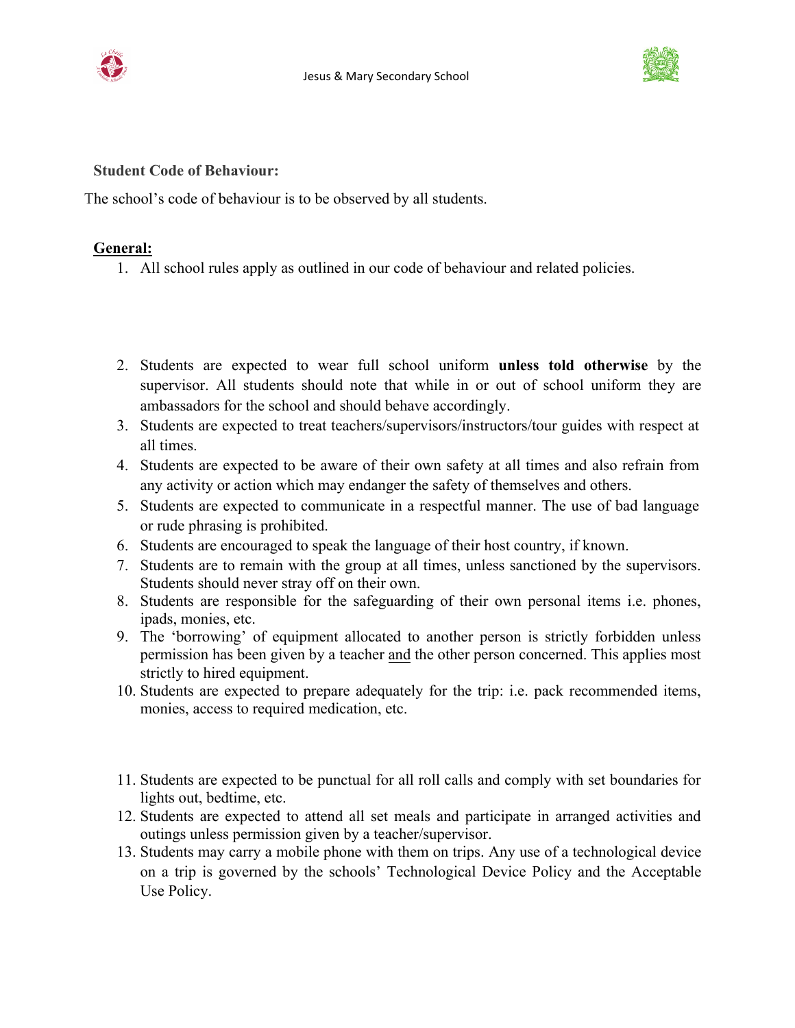**Student Code of Behaviour:**

The school's code of behaviour is to be observed by all students.

**General:**

1. All school rules apply as outlined in our code of behaviour and related policies.
2. Students are expected to wear full school uniform **unless told otherwise** by the supervisor. All students should note that while in or out of school uniform they are ambassadors for the school and should behave accordingly.
3. Students are expected to treat teachers/supervisors/instructors/tour guides with respect at all times.
4. Students are expected to be aware of their own safety at all times and also refrain from any activity or action which may endanger the safety of themselves and others.
5. Students are expected to communicate in a respectful manner. The use of bad language or rude phrasing is prohibited.
6. Students are encouraged to speak the language of their host country, if known.
7. Students are to remain with the group at all times, unless sanctioned by the supervisors. Students should never stray off on their own.
8. Students are responsible for the safeguarding of their own personal items i.e. phones, ipads, monies, etc.
9. The 'borrowing' of equipment allocated to another person is strictly forbidden unless permission has been given by a teacher and the other person concerned. This applies most strictly to hired equipment.
10. Students are expected to prepare adequately for the trip: i.e. pack recommended items, monies, access to required medication, etc.
11. Students are expected to be punctual for all roll calls and comply with set boundaries for lights out, bedtime, etc.
12. Students are expected to attend all set meals and participate in arranged activities and outings unless permission given by a teacher/supervisor.
13. Students may carry a mobile phone with them on trips. Any use of a technological device on a trip is governed by the schools' Technological Device Policy and the Acceptable Use Policy.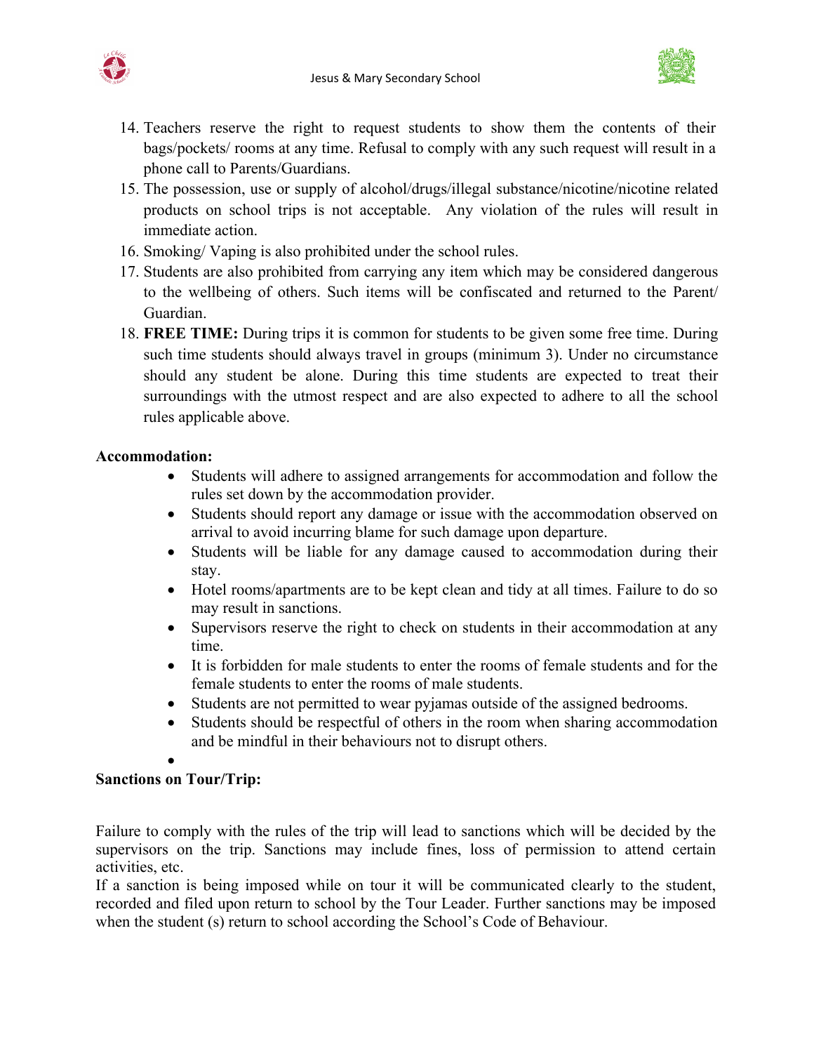14. Teachers reserve the right to request students to show them the contents of their bags/pockets/ rooms at any time. Refusal to comply with any such request will result in a phone call to Parents/Guardians.
15. The possession, use or supply of alcohol/drugs/illegal substance/nicotine/nicotine related products on school trips is not acceptable. Any violation of the rules will result in immediate action.
16. Smoking/ Vaping is also prohibited under the school rules.
17. Students are also prohibited from carrying any item which may be considered dangerous to the wellbeing of others. Such items will be confiscated and returned to the Parent/ Guardian.
18. **FREE TIME:** During trips it is common for students to be given some free time. During such time students should always travel in groups (minimum 3). Under no circumstance should any student be alone. During this time students are expected to treat their surroundings with the utmost respect and are also expected to adhere to all the school rules applicable above.

**Accommodation:**

- Students will adhere to assigned arrangements for accommodation and follow the rules set down by the accommodation provider.
- Students should report any damage or issue with the accommodation observed on arrival to avoid incurring blame for such damage upon departure.
- Students will be liable for any damage caused to accommodation during their stay.
- Hotel rooms/apartments are to be kept clean and tidy at all times. Failure to do so may result in sanctions.
- Supervisors reserve the right to check on students in their accommodation at any time.
- It is forbidden for male students to enter the rooms of female students and for the female students to enter the rooms of male students.
- Students are not permitted to wear pyjamas outside of the assigned bedrooms.
- Students should be respectful of others in the room when sharing accommodation and be mindful in their behaviours not to disrupt others.

**Sanctions on Tour/Trip:**

Failure to comply with the rules of the trip will lead to sanctions which will be decided by the supervisors on the trip. Sanctions may include fines, loss of permission to attend certain activities, etc.
If a sanction is being imposed while on tour it will be communicated clearly to the student, recorded and filed upon return to school by the Tour Leader. Further sanctions may be imposed when the student (s) return to school according the School's Code of Behaviour.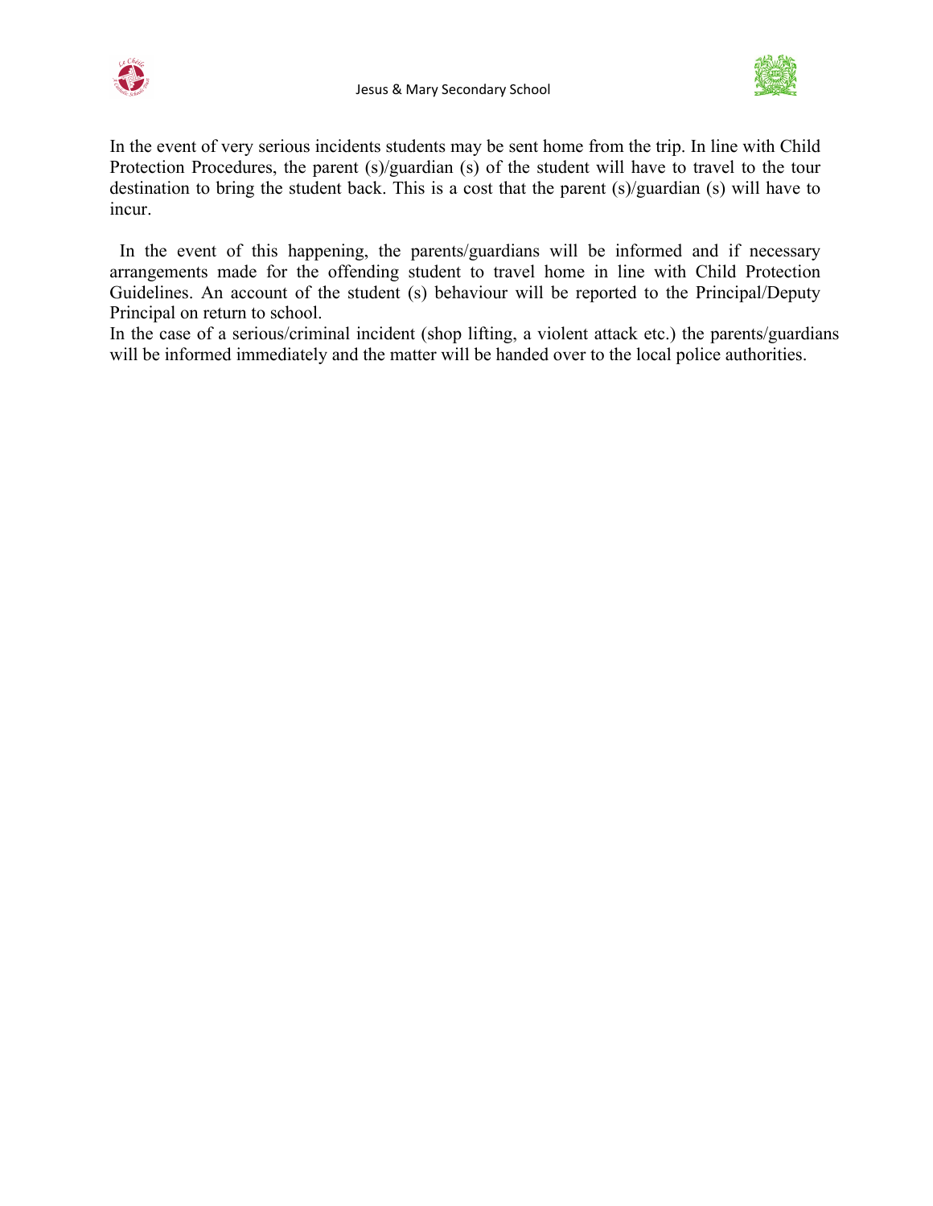In the event of very serious incidents students may be sent home from the trip. In line with Child Protection Procedures, the parent (s)/guardian (s) of the student will have to travel to the tour destination to bring the student back. This is a cost that the parent (s)/guardian (s) will have to incur.

In the event of this happening, the parents/guardians will be informed and if necessary arrangements made for the offending student to travel home in line with Child Protection Guidelines. An account of the student (s) behaviour will be reported to the Principal/Deputy Principal on return to school.
In the case of a serious/criminal incident (shop lifting, a violent attack etc.) the parents/guardians will be informed immediately and the matter will be handed over to the local police authorities.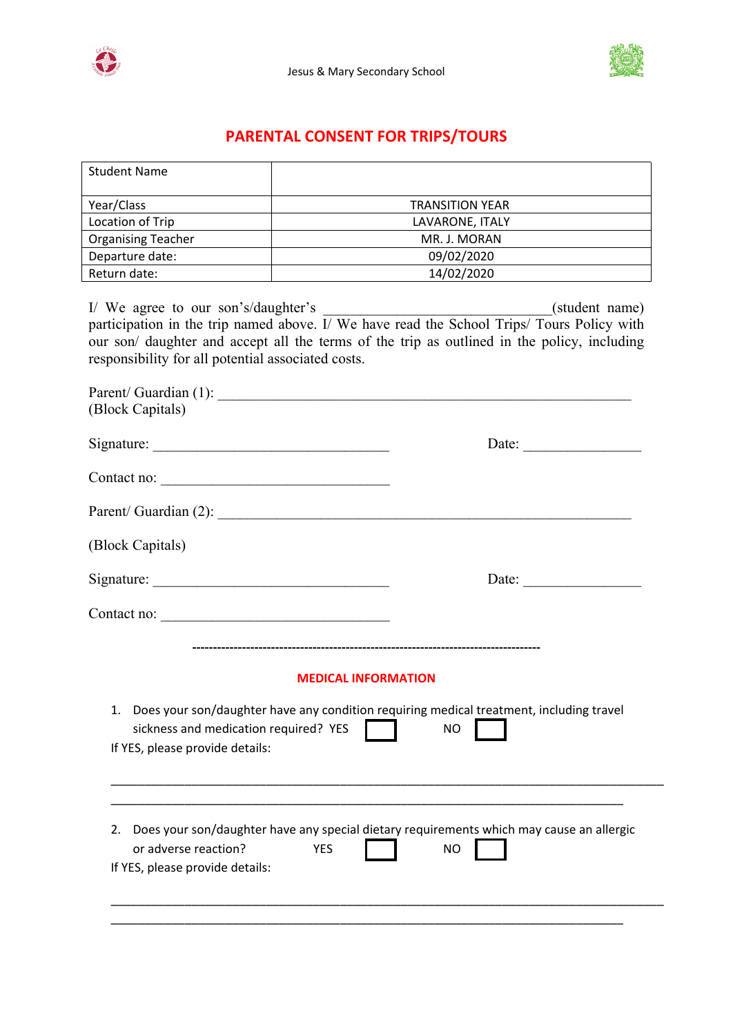Jesus & Mary Secondary School

# PARENTAL CONSENT FOR TRIPS/TOURS

| Student Name | |
|---|---|
| Year/Class | TRANSITION YEAR |
| Location of Trip | LAVARONE, ITALY |
| Organising Teacher | MR. J. MORAN |
| Departure date: | 09/02/2020 |
| Return date: | 14/02/2020 |

I/ We agree to our son's/daughter's ______________________________(student name) participation in the trip named above. I/ We have read the School Trips/ Tours Policy with our son/ daughter and accept all the terms of the trip as outlined in the policy, including responsibility for all potential associated costs.

Parent/ Guardian (1): ______________________________________________________
(Block Capitals)

Signature: _______________________________ Date: _______________

Contact no: ______________________________

Parent/ Guardian (2): ______________________________________________________

(Block Capitals)

Signature: _______________________________ Date: _______________

Contact no: ______________________________

---

## MEDICAL INFORMATION

1. Does your son/daughter have any condition requiring medical treatment, including travel sickness and medication required? YES ☐ NO ☐

If YES, please provide details:

_______________________________________________________________________________

_______________________________________________________________________________

2. Does your son/daughter have any special dietary requirements which may cause an allergic or adverse reaction? YES ☐ NO ☐

If YES, please provide details:

_______________________________________________________________________________

_______________________________________________________________________________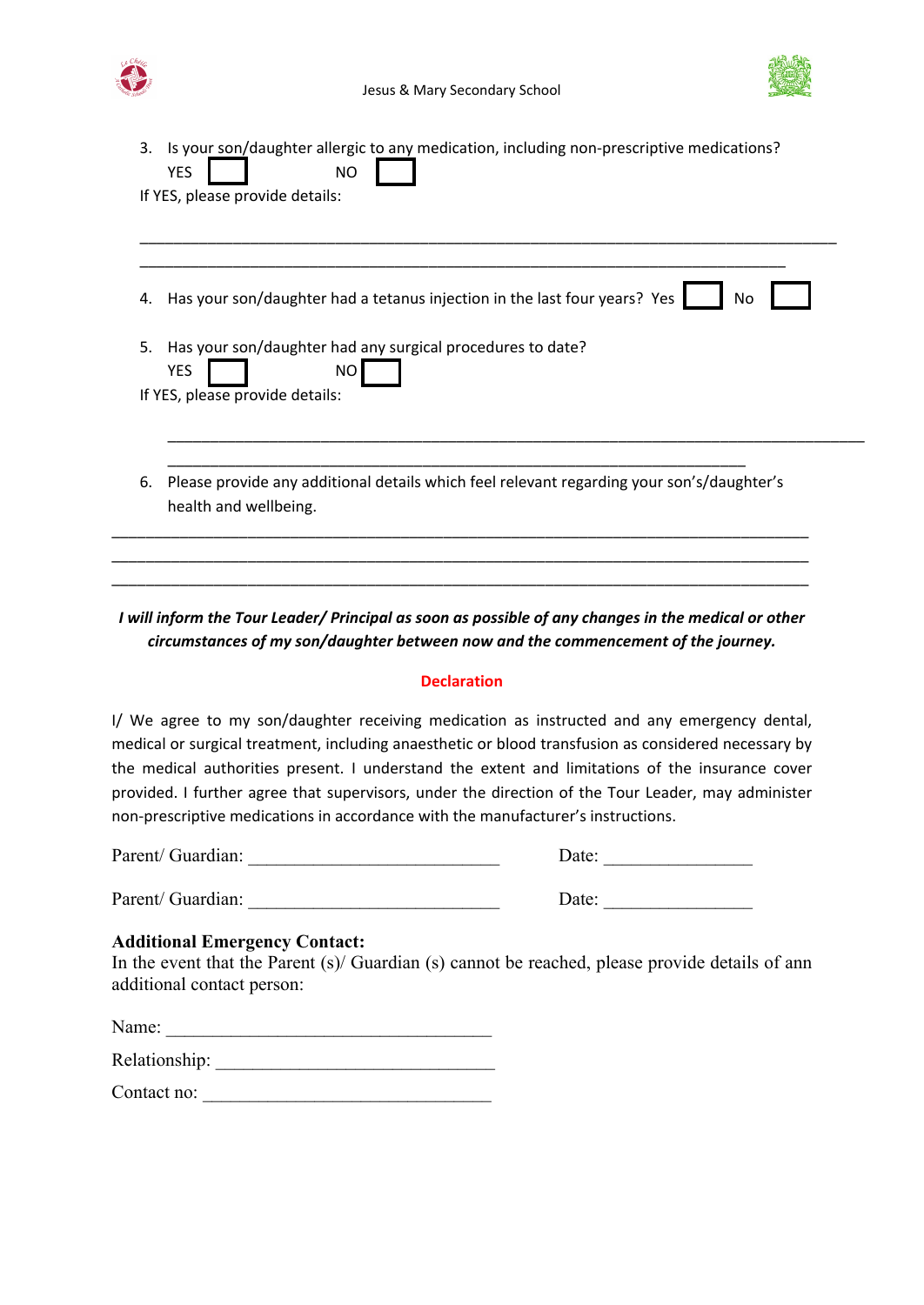3. Is your son/daughter allergic to any medication, including non-prescriptive medications?
   YES ☐ NO ☐
   If YES, please provide details:

   ______________________________________________________________________________

   ________________________________________________________________________

4. Has your son/daughter had a tetanus injection in the last four years? Yes ☐ No ☐

5. Has your son/daughter had any surgical procedures to date?
   YES ☐ NO ☐
   If YES, please provide details:

   ______________________________________________________________________________

   ________________________________________________________________

6. Please provide any additional details which feel relevant regarding your son's/daughter's health and wellbeing.

______________________________________________________________________________

______________________________________________________________________________

______________________________________________________________________________

***I will inform the Tour Leader/ Principal as soon as possible of any changes in the medical or other circumstances of my son/daughter between now and the commencement of the journey.***

**Declaration**

I/ We agree to my son/daughter receiving medication as instructed and any emergency dental, medical or surgical treatment, including anaesthetic or blood transfusion as considered necessary by the medical authorities present. I understand the extent and limitations of the insurance cover provided. I further agree that supervisors, under the direction of the Tour Leader, may administer non-prescriptive medications in accordance with the manufacturer's instructions.

Parent/ Guardian: ____________________________ Date: ________________

Parent/ Guardian: ____________________________ Date: ________________

**Additional Emergency Contact:**
In the event that the Parent (s)/ Guardian (s) cannot be reached, please provide details of ann additional contact person:

Name: ____________________________________

Relationship: ______________________________

Contact no: ________________________________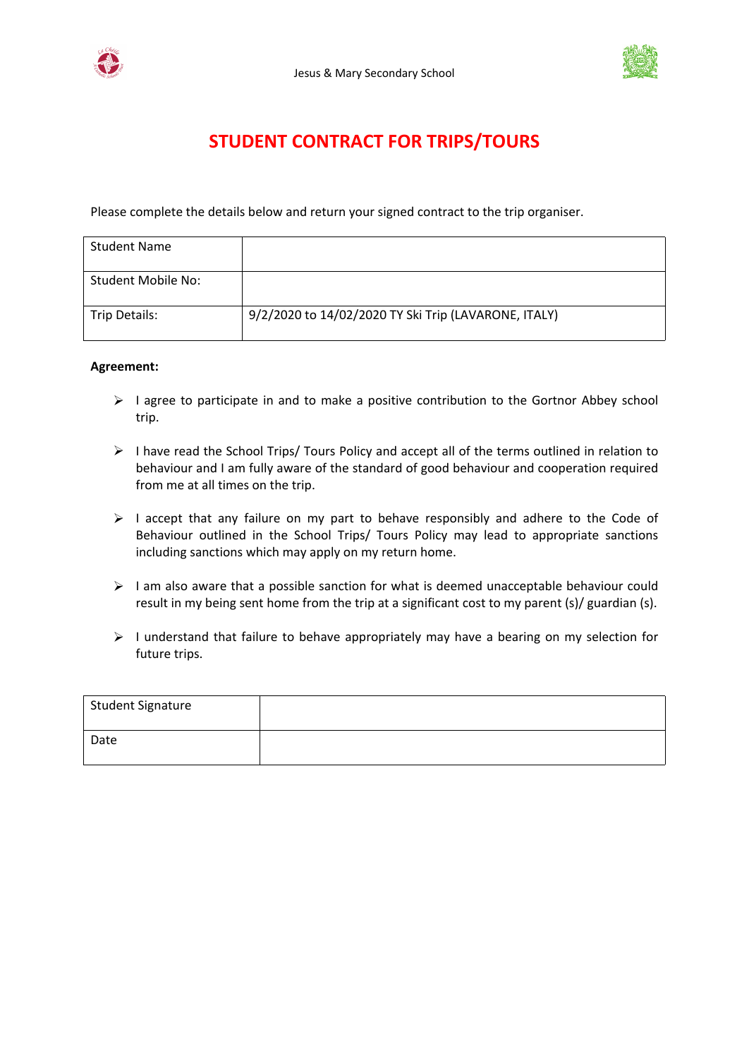# STUDENT CONTRACT FOR TRIPS/TOURS

Please complete the details below and return your signed contract to the trip organiser.

| | |
|---|---|
| Student Name | |
| Student Mobile No: | |
| Trip Details: | 9/2/2020 to 14/02/2020 TY Ski Trip (LAVARONE, ITALY) |

**Agreement:**

- I agree to participate in and to make a positive contribution to the Gortnor Abbey school trip.
- I have read the School Trips/ Tours Policy and accept all of the terms outlined in relation to behaviour and I am fully aware of the standard of good behaviour and cooperation required from me at all times on the trip.
- I accept that any failure on my part to behave responsibly and adhere to the Code of Behaviour outlined in the School Trips/ Tours Policy may lead to appropriate sanctions including sanctions which may apply on my return home.
- I am also aware that a possible sanction for what is deemed unacceptable behaviour could result in my being sent home from the trip at a significant cost to my parent (s)/ guardian (s).
- I understand that failure to behave appropriately may have a bearing on my selection for future trips.

| | |
|---|---|
| Student Signature | |
| Date | |